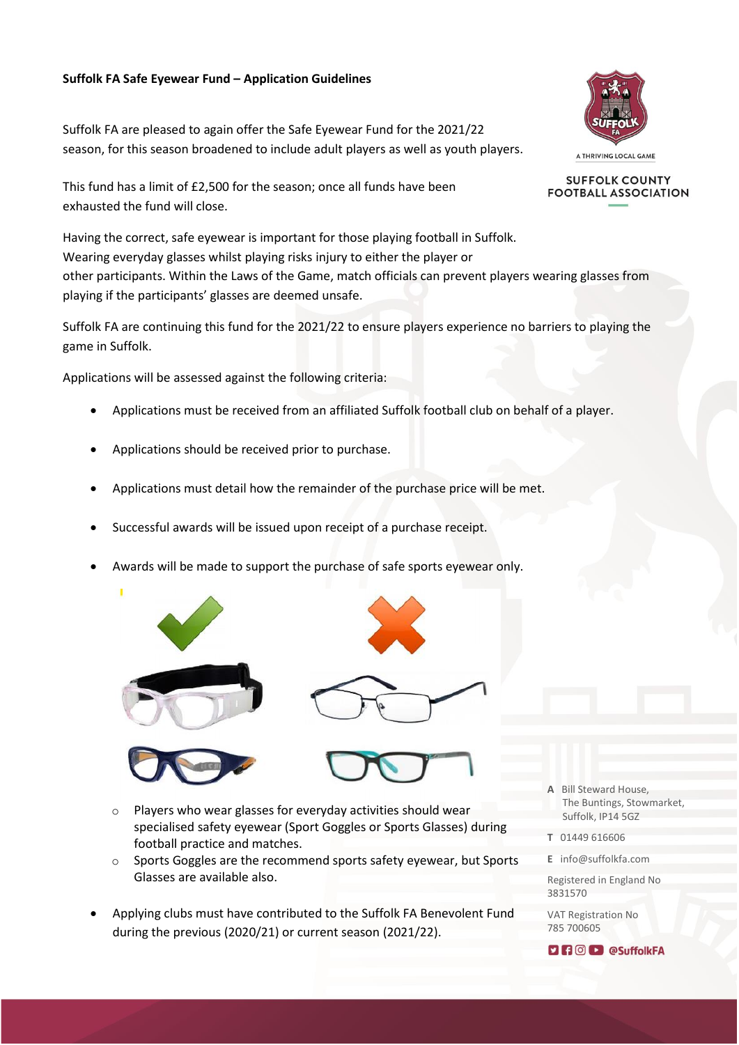**Suffolk FA Safe Eyewear Fund – Application Guidelines**

Suffolk FA are pleased to again offer the Safe Eyewear Fund for the 2021/22 season, for this season broadened to include adult players as well as youth players.

This fund has a limit of £2,500 for the season; once all funds have been exhausted the fund will close.

Having the correct, safe eyewear is important for those playing football in Suffolk. Wearing everyday glasses whilst playing risks injury to either the player or other participants. Within the Laws of the Game, match officials can prevent players wearing glasses from playing if the participants' glasses are deemed unsafe.

Suffolk FA are continuing this fund for the 2021/22 to ensure players experience no barriers to playing the game in Suffolk.

Applications will be assessed against the following criteria:

- Applications must be received from an affiliated Suffolk football club on behalf of a player.
- Applications should be received prior to purchase.
- Applications must detail how the remainder of the purchase price will be met.
- Successful awards will be issued upon receipt of a purchase receipt.
- Awards will be made to support the purchase of safe sports eyewear only.
  - Players who wear glasses for everyday activities should wear specialised safety eyewear (Sport Goggles or Sports Glasses) during football practice and matches.
  - Sports Goggles are the recommend sports safety eyewear, but Sports Glasses are available also.
- Applying clubs must have contributed to the Suffolk FA Benevolent Fund during the previous (2020/21) or current season (2021/22).

A Bill Steward House, The Buntings, Stowmarket, Suffolk, IP14 5GZ

T 01449 616606

E info@suffolkfa.com

Registered in England No 3831570

VAT Registration No 785 700605

@SuffolkFA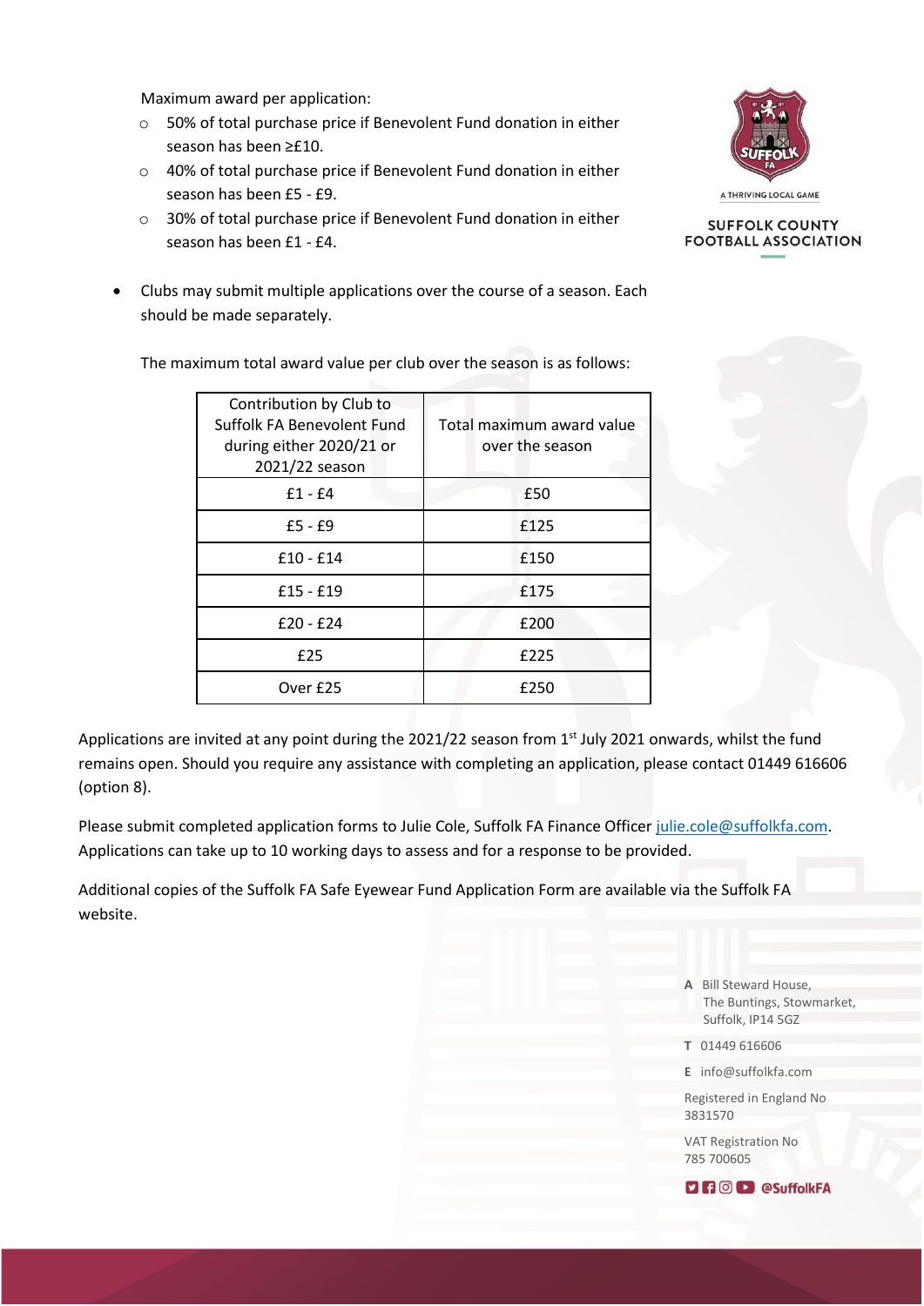Maximum award per application:

- 50% of total purchase price if Benevolent Fund donation in either season has been ≥£10.
- 40% of total purchase price if Benevolent Fund donation in either season has been £5 - £9.
- 30% of total purchase price if Benevolent Fund donation in either season has been £1 - £4.

- Clubs may submit multiple applications over the course of a season. Each should be made separately.

The maximum total award value per club over the season is as follows:

| Contribution by Club to Suffolk FA Benevolent Fund during either 2020/21 or 2021/22 season | Total maximum award value over the season |
|---|---|
| £1 - £4 | £50 |
| £5 - £9 | £125 |
| £10 - £14 | £150 |
| £15 - £19 | £175 |
| £20 - £24 | £200 |
| £25 | £225 |
| Over £25 | £250 |

Applications are invited at any point during the 2021/22 season from 1st July 2021 onwards, whilst the fund remains open. Should you require any assistance with completing an application, please contact 01449 616606 (option 8).

Please submit completed application forms to Julie Cole, Suffolk FA Finance Officer [julie.cole@suffolkfa.com](mailto:julie.cole@suffolkfa.com). Applications can take up to 10 working days to assess and for a response to be provided.

Additional copies of the Suffolk FA Safe Eyewear Fund Application Form are available via the Suffolk FA website.

A Bill Steward House, The Buntings, Stowmarket, Suffolk, IP14 5GZ

T 01449 616606

E info@suffolkfa.com

Registered in England No 3831570

VAT Registration No 785 700605

@SuffolkFA